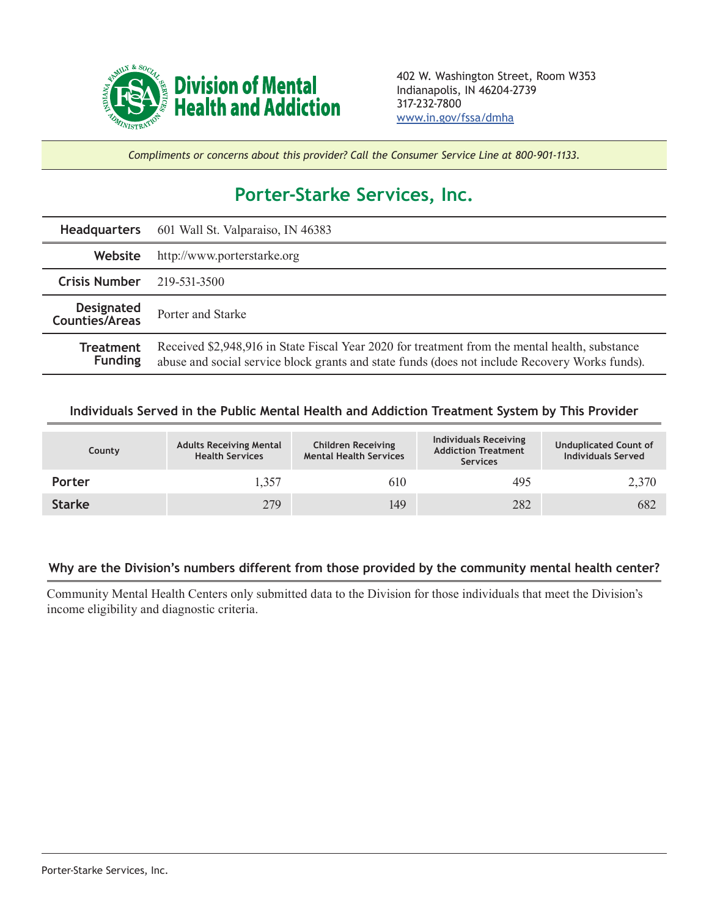Division of Mental Health and Addiction

402 W. Washington Street, Room W353
Indianapolis, IN 46204-2739
317-232-7800
www.in.gov/fssa/dmha

*Compliments or concerns about this provider? Call the Consumer Service Line at 800-901-1133.*

# Porter-Starke Services, Inc.

| | |
|---|---|
| **Headquarters** | 601 Wall St. Valparaiso, IN 46383 |
| **Website** | http://www.porterstarke.org |
| **Crisis Number** | 219-531-3500 |
| **Designated Counties/Areas** | Porter and Starke |
| **Treatment Funding** | Received $2,948,916 in State Fiscal Year 2020 for treatment from the mental health, substance abuse and social service block grants and state funds (does not include Recovery Works funds). |

### Individuals Served in the Public Mental Health and Addiction Treatment System by This Provider

| County | Adults Receiving Mental Health Services | Children Receiving Mental Health Services | Individuals Receiving Addiction Treatment Services | Unduplicated Count of Individuals Served |
|---|---|---|---|---|
| **Porter** | 1,357 | 610 | 495 | 2,370 |
| **Starke** | 279 | 149 | 282 | 682 |

### Why are the Division's numbers different from those provided by the community mental health center?

Community Mental Health Centers only submitted data to the Division for those individuals that meet the Division's income eligibility and diagnostic criteria.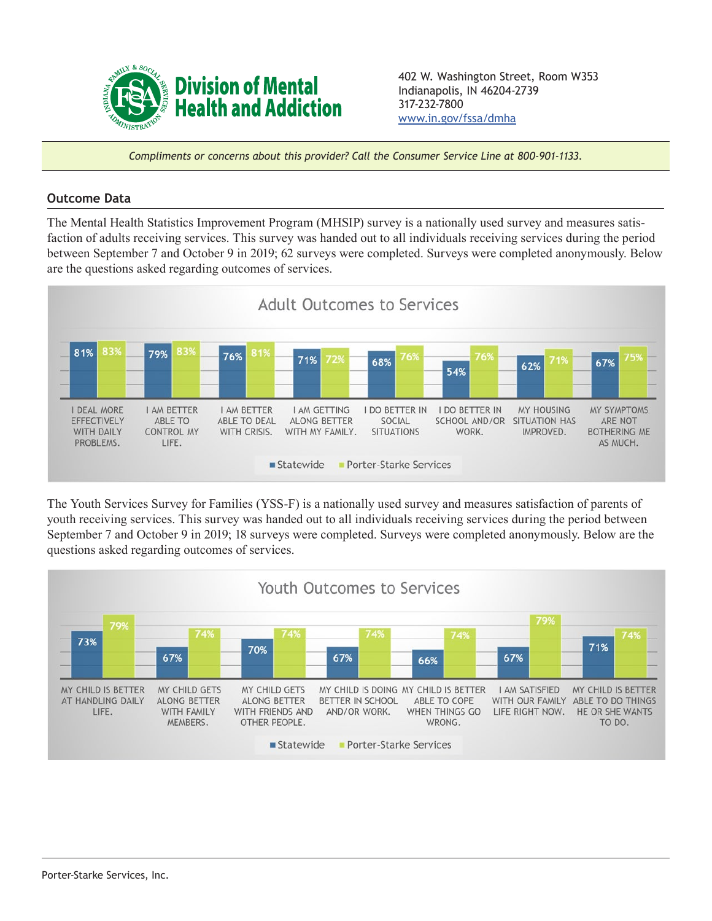Division of Mental Health and Addiction

402 W. Washington Street, Room W353
Indianapolis, IN 46204-2739
317-232-7800
www.in.gov/fssa/dmha

*Compliments or concerns about this provider? Call the Consumer Service Line at 800-901-1133.*

## Outcome Data

The Mental Health Statistics Improvement Program (MHSIP) survey is a nationally used survey and measures satisfaction of adults receiving services. This survey was handed out to all individuals receiving services during the period between September 7 and October 9 in 2019; 62 surveys were completed. Surveys were completed anonymously. Below are the questions asked regarding outcomes of services.

Adult Outcomes to Services

I DEAL MORE EFFECTIVELY WITH DAILY PROBLEMS. 81% 83%
I AM BETTER ABLE TO CONTROL MY LIFE. 79% 83%
I AM BETTER ABLE TO DEAL WITH CRISIS. 76% 81%
I AM GETTING ALONG BETTER WITH MY FAMILY. 71% 72%
I DO BETTER IN SOCIAL SITUATIONS 68% 76%
I DO BETTER IN SCHOOL AND/OR WORK. 54% 76%
MY HOUSING SITUATION HAS IMPROVED. 62% 71%
MY SYMPTOMS ARE NOT BOTHERING ME AS MUCH. 67% 75%

Statewide
Porter-Starke Services

The Youth Services Survey for Families (YSS-F) is a nationally used survey and measures satisfaction of parents of youth receiving services. This survey was handed out to all individuals receiving services during the period between September 7 and October 9 in 2019; 18 surveys were completed. Surveys were completed anonymously. Below are the questions asked regarding outcomes of services.

Youth Outcomes to Services

MY CHILD IS BETTER AT HANDLING DAILY LIFE. 73% 79%
MY CHILD GETS ALONG BETTER WITH FAMILY MEMBERS. 67% 74%
MY CHILD GETS ALONG BETTER WITH FRIENDS AND OTHER PEOPLE. 70% 74%
MY CHILD IS DOING BETTER IN SCHOOL AND/OR WORK. 67% 74%
MY CHILD IS BETTER ABLE TO COPE WHEN THINGS GO WRONG. 66% 74%
I AM SATISFIED WITH OUR FAMILY LIFE RIGHT NOW. 67% 79%
MY CHILD IS BETTER ABLE TO DO THINGS HE OR SHE WANTS TO DO. 71% 74%

Statewide
Porter-Starke Services

Porter-Starke Services, Inc.